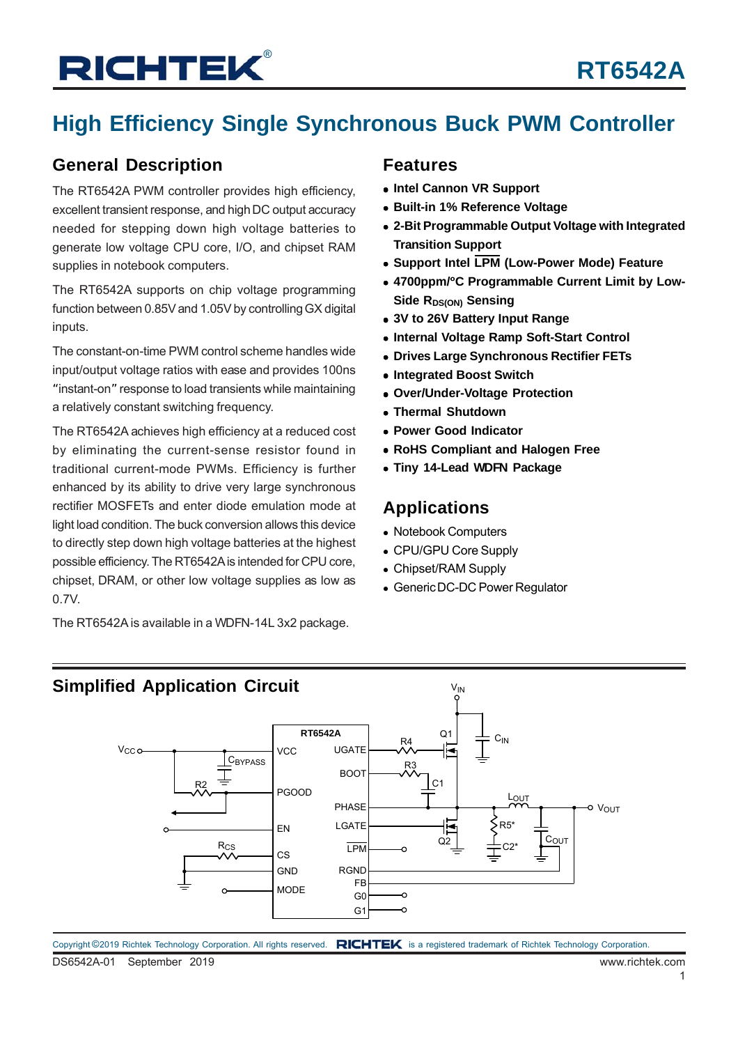# RT6542A

## High Efficiency Single Synchronous Buck PWM Controller

## General Description

The RT6542A PWM controller provides high efficiency, excellent transient response, and high DC output accuracy needed for stepping down high voltage batteries to generate low voltage CPU core, I/O, and chipset RAM supplies in notebook computers.

The RT6542A supports on chip voltage programming function between 0.85V and 1.05V by controlling GX digital inputs.

The constant-on-time PWM control scheme handles wide input/output voltage ratios with ease and provides 100ns "instant-on" response to load transients while maintaining a relatively constant switching frequency.

The RT6542A achieves high efficiency at a reduced cost by eliminating the current-sense resistor found in traditional current-mode PWMs. Efficiency is further enhanced by its ability to drive very large synchronous rectifier MOSFETs and enter diode emulation mode at light load condition. The buck conversion allows this device to directly step down high voltage batteries at the highest possible efficiency. The RT6542A is intended for CPU core, chipset, DRAM, or other low voltage supplies as low as 0.7V.

The RT6542A is available in a WDFN-14L 3x2 package.

## Features

- **Intel Cannon VR Support**
- **Built-in 1% Reference Voltage**
- **2-Bit Programmable Output Voltage with Integrated Transition Support**
- **Support Intel $\overline{\text{LPM}}$ (Low-Power Mode) Feature**
- **4700ppm/°C Programmable Current Limit by Low-Side $R_{DS(ON)}$ Sensing**
- **3V to 26V Battery Input Range**
- **Internal Voltage Ramp Soft-Start Control**
- **Drives Large Synchronous Rectifier FETs**
- **Integrated Boost Switch**
- **Over/Under-Voltage Protection**
- **Thermal Shutdown**
- **Power Good Indicator**
- **RoHS Compliant and Halogen Free**
- **Tiny 14-Lead WDFN Package**

## Applications

- Notebook Computers
- CPU/GPU Core Supply
- Chipset/RAM Supply
- Generic DC-DC Power Regulator

## Simplified Application Circuit

Copyright ©2019 Richtek Technology Corporation. All rights reserved. RICHTEK is a registered trademark of Richtek Technology Corporation.

DS6542A-01 September 2019 www.richtek.com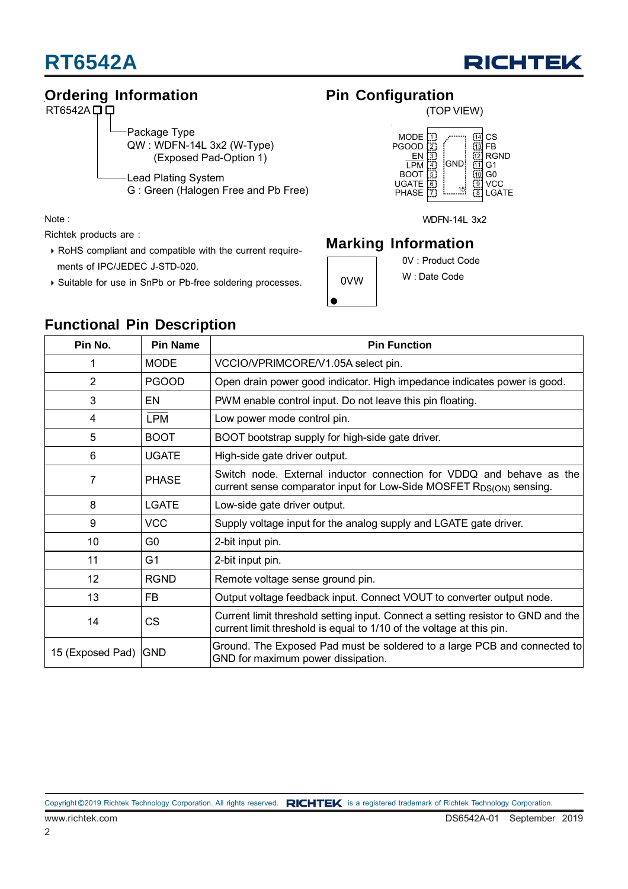## Ordering Information

RT6542A □□

- Package Type
  QW : WDFN-14L 3x2 (W-Type)
  (Exposed Pad-Option 1)
- Lead Plating System
  G : Green (Halogen Free and Pb Free)

Note :

Richtek products are :

- RoHS compliant and compatible with the current requirements of IPC/JEDEC J-STD-020.
- Suitable for use in SnPb or Pb-free soldering processes.

## Pin Configuration

(TOP VIEW)

| Pin | Name | | Pin | Name |
|---|---|---|---|---|
| 1 | MODE | | 14 | CS |
| 2 | PGOOD | | 13 | FB |
| 3 | EN | GND (15) | 12 | RGND |
| 4 | $\overline{LPM}$ | | 11 | G1 |
| 5 | BOOT | | 10 | G0 |
| 6 | UGATE | | 9 | VCC |
| 7 | PHASE | | 8 | LGATE |

WDFN-14L 3x2

## Marking Information

0VW

0V : Product Code

W : Date Code

## Functional Pin Description

| Pin No. | Pin Name | Pin Function |
|---|---|---|
| 1 | MODE | VCCIO/VPRIMCORE/V1.05A select pin. |
| 2 | PGOOD | Open drain power good indicator. High impedance indicates power is good. |
| 3 | EN | PWM enable control input. Do not leave this pin floating. |
| 4 | $\overline{LPM}$ | Low power mode control pin. |
| 5 | BOOT | BOOT bootstrap supply for high-side gate driver. |
| 6 | UGATE | High-side gate driver output. |
| 7 | PHASE | Switch node. External inductor connection for VDDQ and behave as the current sense comparator input for Low-Side MOSFET $R_{DS(ON)}$ sensing. |
| 8 | LGATE | Low-side gate driver output. |
| 9 | VCC | Supply voltage input for the analog supply and LGATE gate driver. |
| 10 | G0 | 2-bit input pin. |
| 11 | G1 | 2-bit input pin. |
| 12 | RGND | Remote voltage sense ground pin. |
| 13 | FB | Output voltage feedback input. Connect VOUT to converter output node. |
| 14 | CS | Current limit threshold setting input. Connect a setting resistor to GND and the current limit threshold is equal to 1/10 of the voltage at this pin. |
| 15 (Exposed Pad) | GND | Ground. The Exposed Pad must be soldered to a large PCB and connected to GND for maximum power dissipation. |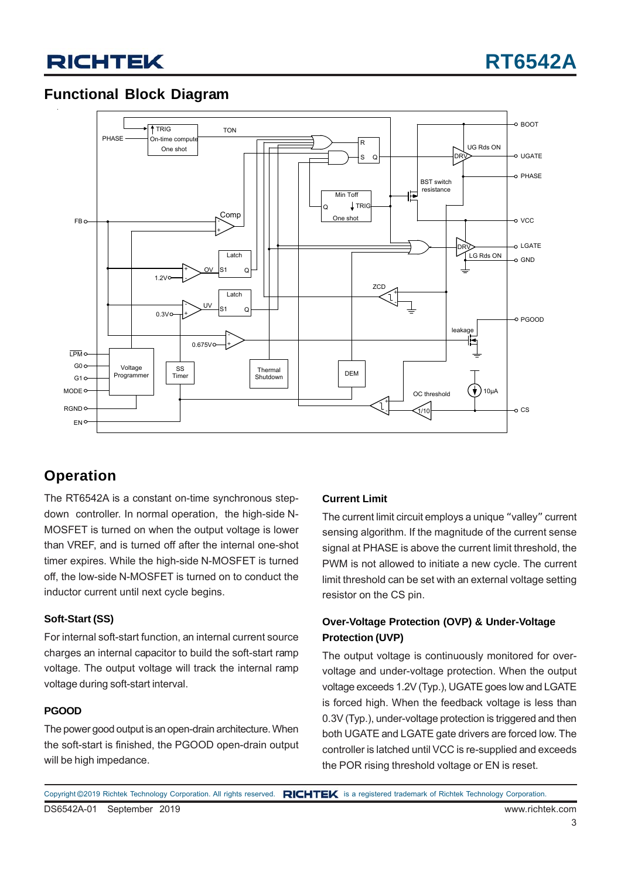## Functional Block Diagram

## Operation

The RT6542A is a constant on-time synchronous step-down controller. In normal operation, the high-side N-MOSFET is turned on when the output voltage is lower than VREF, and is turned off after the internal one-shot timer expires. While the high-side N-MOSFET is turned off, the low-side N-MOSFET is turned on to conduct the inductor current until next cycle begins.

### Soft-Start (SS)

For internal soft-start function, an internal current source charges an internal capacitor to build the soft-start ramp voltage. The output voltage will track the internal ramp voltage during soft-start interval.

### PGOOD

The power good output is an open-drain architecture. When the soft-start is finished, the PGOOD open-drain output will be high impedance.

### Current Limit

The current limit circuit employs a unique "valley" current sensing algorithm. If the magnitude of the current sense signal at PHASE is above the current limit threshold, the PWM is not allowed to initiate a new cycle. The current limit threshold can be set with an external voltage setting resistor on the CS pin.

### Over-Voltage Protection (OVP) & Under-Voltage Protection (UVP)

The output voltage is continuously monitored for over-voltage and under-voltage protection. When the output voltage exceeds 1.2V (Typ.), UGATE goes low and LGATE is forced high. When the feedback voltage is less than 0.3V (Typ.), under-voltage protection is triggered and then both UGATE and LGATE gate drivers are forced low. The controller is latched until VCC is re-supplied and exceeds the POR rising threshold voltage or EN is reset.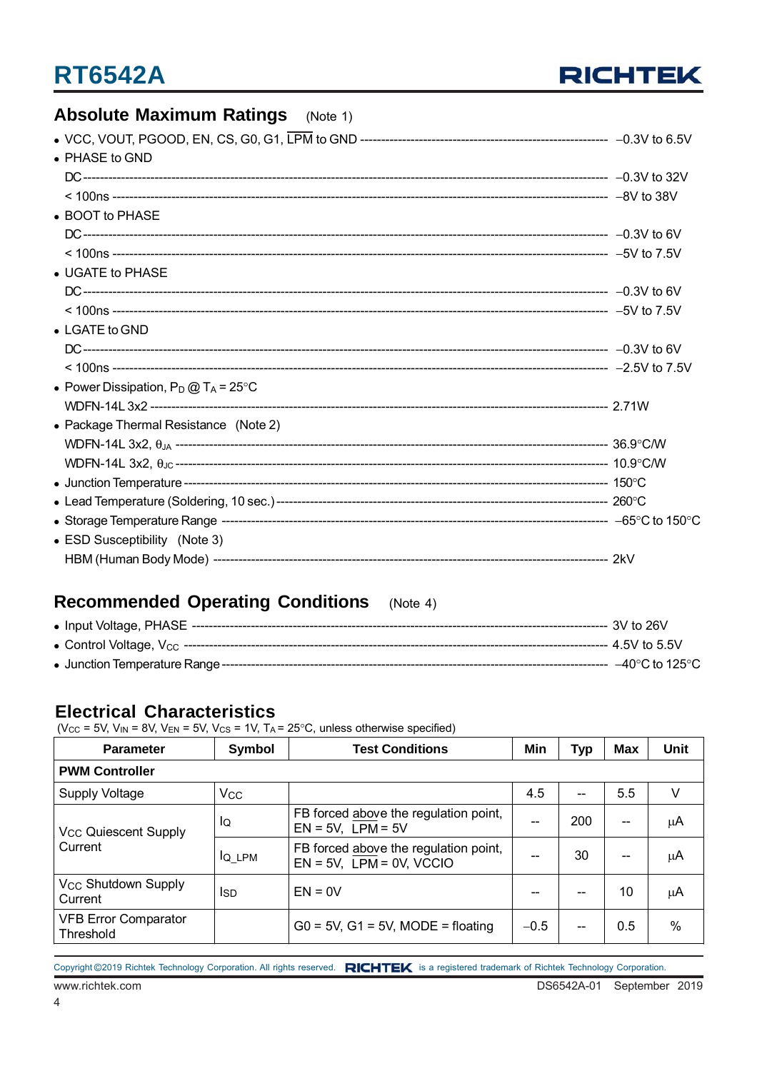## Absolute Maximum Ratings (Note 1)

- VCC, VOUT, PGOOD, EN, CS, G0, G1, $\overline{LPM}$ to GND -------------------- −0.3V to 6.5V
- PHASE to GND
  - DC -------------------- −0.3V to 32V
  - < 100ns -------------------- −8V to 38V
- BOOT to PHASE
  - DC -------------------- −0.3V to 6V
  - < 100ns -------------------- −5V to 7.5V
- UGATE to PHASE
  - DC -------------------- −0.3V to 6V
  - < 100ns -------------------- −5V to 7.5V
- LGATE to GND
  - DC -------------------- −0.3V to 6V
  - < 100ns -------------------- −2.5V to 7.5V
- Power Dissipation, $P_D$ @ $T_A$ = 25°C
  - WDFN-14L 3x2 -------------------- 2.71W
- Package Thermal Resistance (Note 2)
  - WDFN-14L 3x2, $\theta_{JA}$ -------------------- 36.9°C/W
  - WDFN-14L 3x2, $\theta_{JC}$ -------------------- 10.9°C/W
- Junction Temperature -------------------- 150°C
- Lead Temperature (Soldering, 10 sec.) -------------------- 260°C
- Storage Temperature Range -------------------- −65°C to 150°C
- ESD Susceptibility (Note 3)
  - HBM (Human Body Mode) -------------------- 2kV

## Recommended Operating Conditions (Note 4)

- Input Voltage, PHASE -------------------- 3V to 26V
- Control Voltage, $V_{CC}$ -------------------- 4.5V to 5.5V
- Junction Temperature Range -------------------- −40°C to 125°C

## Electrical Characteristics

($V_{CC}$ = 5V, $V_{IN}$ = 8V, $V_{EN}$ = 5V, $V_{CS}$ = 1V, $T_A$ = 25°C, unless otherwise specified)

| Parameter | Symbol | Test Conditions | Min | Typ | Max | Unit |
|---|---|---|---|---|---|---|
| **PWM Controller** | | | | | | |
| Supply Voltage | $V_{CC}$ | | 4.5 | -- | 5.5 | V |
| $V_{CC}$ Quiescent Supply Current | $I_Q$ | FB forced above the regulation point, EN = 5V, $\overline{LPM}$ = 5V | -- | 200 | -- | μA |
| | $I_{Q\_LPM}$ | FB forced above the regulation point, EN = 5V, $\overline{LPM}$ = 0V, VCCIO | -- | 30 | -- | μA |
| $V_{CC}$ Shutdown Supply Current | $I_{SD}$ | EN = 0V | -- | -- | 10 | μA |
| VFB Error Comparator Threshold | | G0 = 5V, G1 = 5V, MODE = floating | −0.5 | -- | 0.5 | % |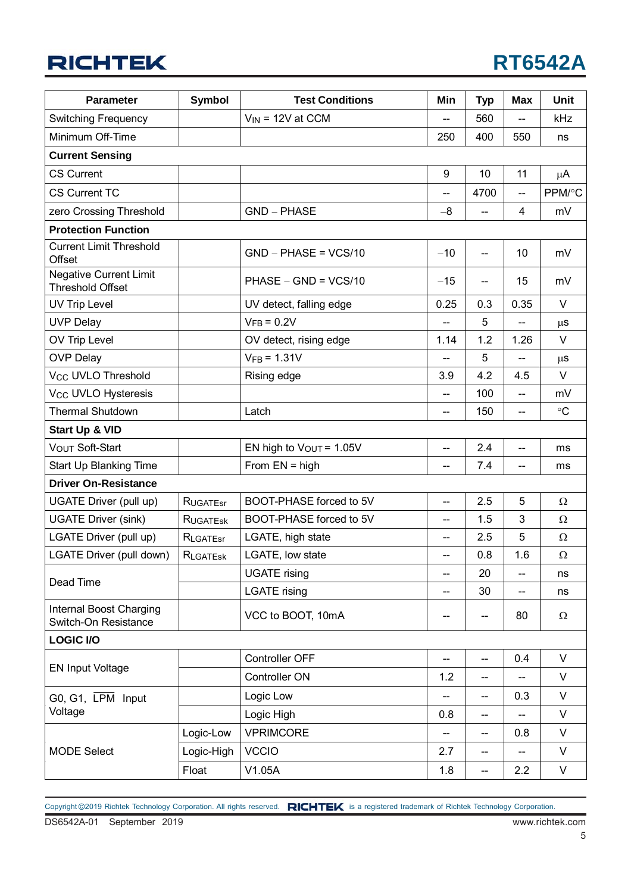| Parameter | Symbol | Test Conditions | Min | Typ | Max | Unit |
|---|---|---|---|---|---|---|
| Switching Frequency | | $V_{IN}$ = 12V at CCM | -- | 560 | -- | kHz |
| Minimum Off-Time | | | 250 | 400 | 550 | ns |
| **Current Sensing** | | | | | | |
| CS Current | | | 9 | 10 | 11 | μA |
| CS Current TC | | | -- | 4700 | -- | PPM/°C |
| zero Crossing Threshold | | GND − PHASE | −8 | -- | 4 | mV |
| **Protection Function** | | | | | | |
| Current Limit Threshold Offset | | GND − PHASE = VCS/10 | −10 | -- | 10 | mV |
| Negative Current Limit Threshold Offset | | PHASE − GND = VCS/10 | −15 | -- | 15 | mV |
| UV Trip Level | | UV detect, falling edge | 0.25 | 0.3 | 0.35 | V |
| UVP Delay | | $V_{FB}$ = 0.2V | -- | 5 | -- | μs |
| OV Trip Level | | OV detect, rising edge | 1.14 | 1.2 | 1.26 | V |
| OVP Delay | | $V_{FB}$ = 1.31V | -- | 5 | -- | μs |
| $V_{CC}$ UVLO Threshold | | Rising edge | 3.9 | 4.2 | 4.5 | V |
| $V_{CC}$ UVLO Hysteresis | | | -- | 100 | -- | mV |
| Thermal Shutdown | | Latch | -- | 150 | -- | °C |
| **Start Up & VID** | | | | | | |
| $V_{OUT}$ Soft-Start | | EN high to $V_{OUT}$ = 1.05V | -- | 2.4 | -- | ms |
| Start Up Blanking Time | | From EN = high | -- | 7.4 | -- | ms |
| **Driver On-Resistance** | | | | | | |
| UGATE Driver (pull up) | $R_{UGATEsr}$ | BOOT-PHASE forced to 5V | -- | 2.5 | 5 | Ω |
| UGATE Driver (sink) | $R_{UGATEsk}$ | BOOT-PHASE forced to 5V | -- | 1.5 | 3 | Ω |
| LGATE Driver (pull up) | $R_{LGATEsr}$ | LGATE, high state | -- | 2.5 | 5 | Ω |
| LGATE Driver (pull down) | $R_{LGATEsk}$ | LGATE, low state | -- | 0.8 | 1.6 | Ω |
| Dead Time | | UGATE rising | -- | 20 | -- | ns |
| | | LGATE rising | -- | 30 | -- | ns |
| Internal Boost Charging Switch-On Resistance | | VCC to BOOT, 10mA | -- | -- | 80 | Ω |
| **LOGIC I/O** | | | | | | |
| EN Input Voltage | | Controller OFF | -- | -- | 0.4 | V |
| | | Controller ON | 1.2 | -- | -- | V |
| G0, G1, $\overline{LPM}$ Input Voltage | | Logic Low | -- | -- | 0.3 | V |
| | | Logic High | 0.8 | -- | -- | V |
| MODE Select | Logic-Low | VPRIMCORE | -- | -- | 0.8 | V |
| | Logic-High | VCCIO | 2.7 | -- | -- | V |
| | Float | V1.05A | 1.8 | -- | 2.2 | V |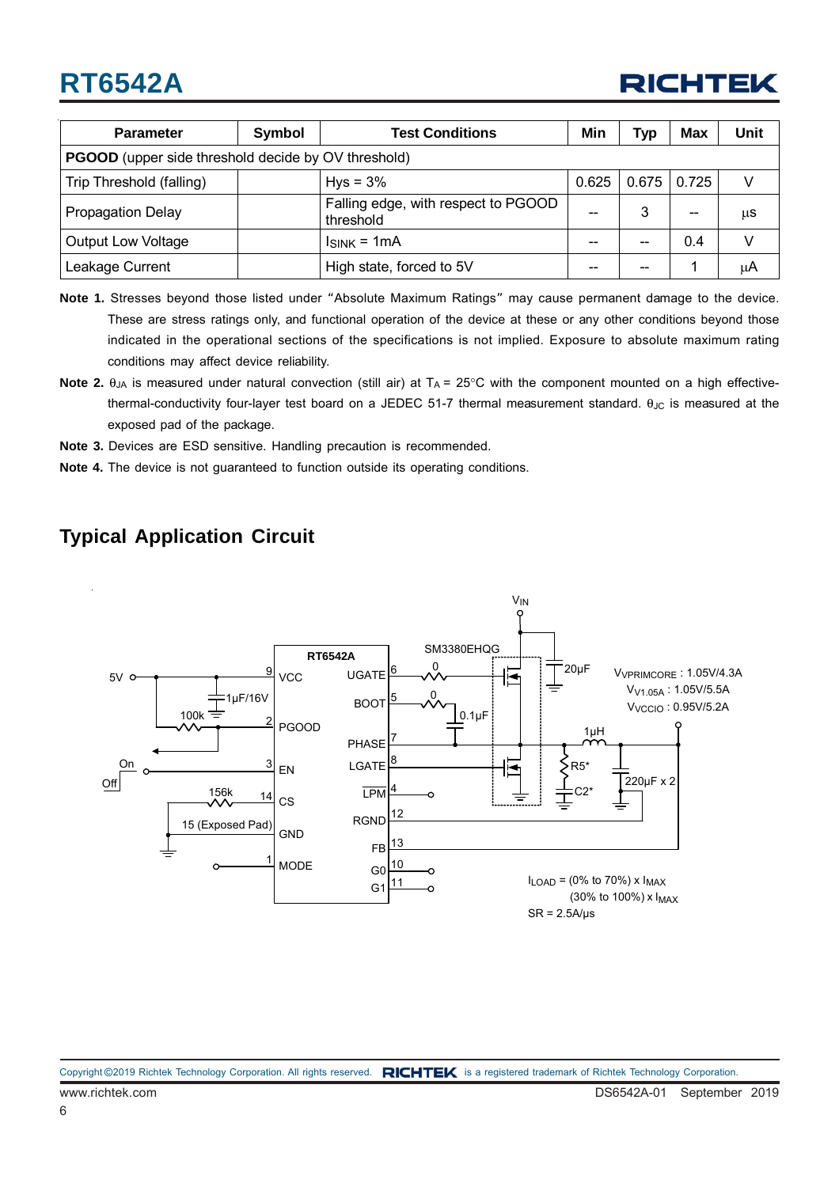| Parameter | Symbol | Test Conditions | Min | Typ | Max | Unit |
|---|---|---|---|---|---|---|
| **PGOOD** (upper side threshold decide by OV threshold) | | | | | | |
| Trip Threshold (falling) | | Hys = 3% | 0.625 | 0.675 | 0.725 | V |
| Propagation Delay | | Falling edge, with respect to PGOOD threshold | -- | 3 | -- | μs |
| Output Low Voltage | | $I_{SINK}$ = 1mA | -- | -- | 0.4 | V |
| Leakage Current | | High state, forced to 5V | -- | -- | 1 | μA |

**Note 1.** Stresses beyond those listed under "Absolute Maximum Ratings" may cause permanent damage to the device. These are stress ratings only, and functional operation of the device at these or any other conditions beyond those indicated in the operational sections of the specifications is not implied. Exposure to absolute maximum rating conditions may affect device reliability.

**Note 2.** $\theta_{JA}$ is measured under natural convection (still air) at $T_A$ = 25°C with the component mounted on a high effective-thermal-conductivity four-layer test board on a JEDEC 51-7 thermal measurement standard. $\theta_{JC}$ is measured at the exposed pad of the package.

**Note 3.** Devices are ESD sensitive. Handling precaution is recommended.

**Note 4.** The device is not guaranteed to function outside its operating conditions.

## Typical Application Circuit

RT6542A

$V_{VPRIMCORE}$ : 1.05V/4.3A
$V_{V1.05A}$ : 1.05V/5.5A
$V_{VCCIO}$ : 0.95V/5.2A

$I_{LOAD}$ = (0% to 70%) x $I_{MAX}$
(30% to 100%) x $I_{MAX}$
SR = 2.5A/μs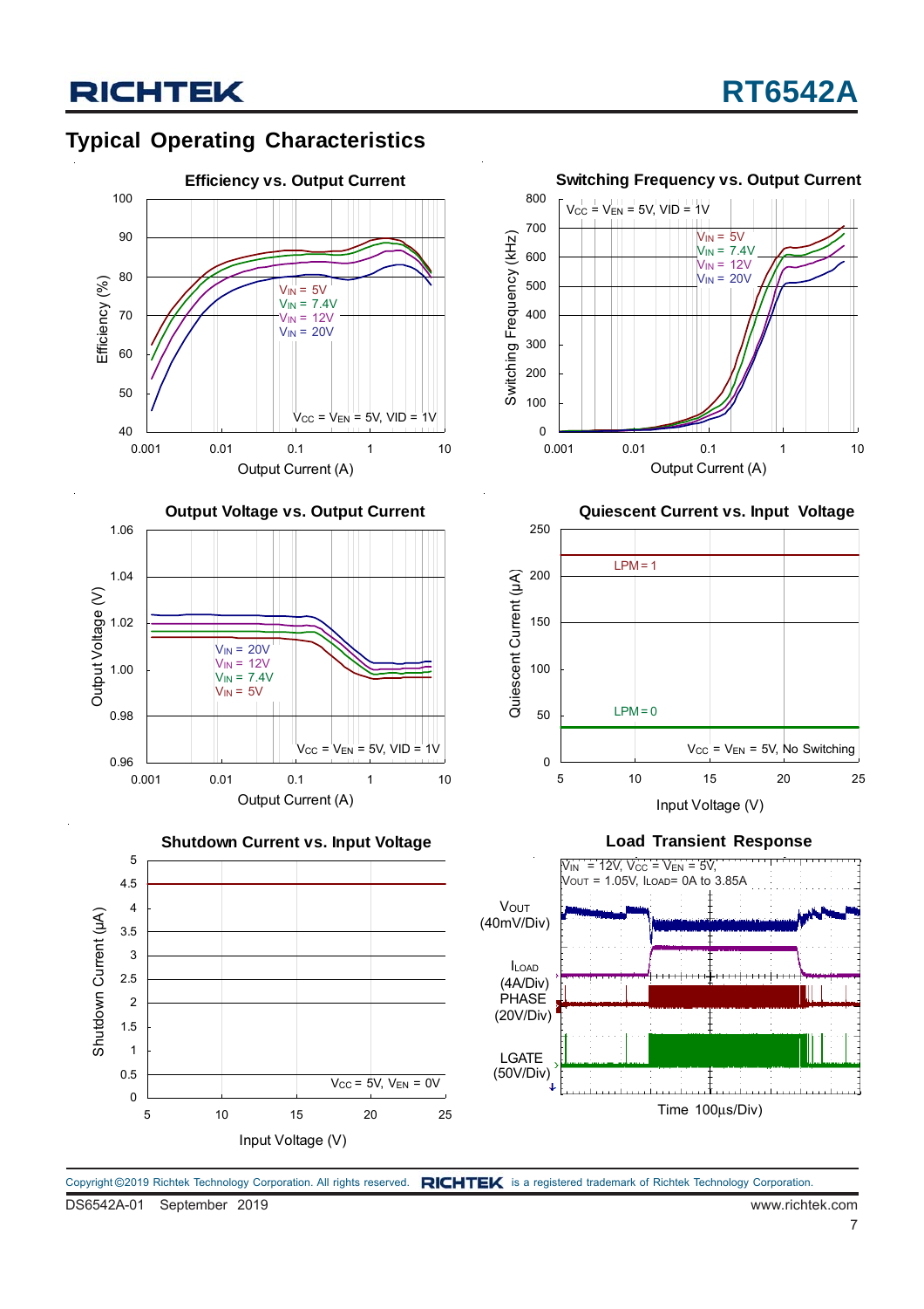## Typical Operating Characteristics

**Efficiency vs. Output Current**

Efficiency (%) vs. Output Current (A); $V_{IN}$ = 5V, $V_{IN}$ = 7.4V, $V_{IN}$ = 12V, $V_{IN}$ = 20V; $V_{CC}$ = $V_{EN}$ = 5V, VID = 1V

**Switching Frequency vs. Output Current**

Switching Frequency (kHz) vs. Output Current (A); $V_{CC}$ = $V_{EN}$ = 5V, VID = 1V; $V_{IN}$ = 5V, $V_{IN}$ = 7.4V, $V_{IN}$ = 12V, $V_{IN}$ = 20V

**Output Voltage vs. Output Current**

Output Voltage (V) vs. Output Current (A); $V_{IN}$ = 20V, $V_{IN}$ = 12V, $V_{IN}$ = 7.4V, $V_{IN}$ = 5V; $V_{CC}$ = $V_{EN}$ = 5V, VID = 1V

**Quiescent Current vs. Input Voltage**

Quiescent Current (μA) vs. Input Voltage (V); LPM = 1, LPM = 0; $V_{CC}$ = $V_{EN}$ = 5V, No Switching

**Shutdown Current vs. Input Voltage**

Shutdown Current (μA) vs. Input Voltage (V); $V_{CC}$ = 5V, $V_{EN}$ = 0V

**Load Transient Response**

$V_{IN}$ = 12V, $V_{CC}$ = $V_{EN}$ = 5V, $V_{OUT}$ = 1.05V, $I_{LOAD}$ = 0A to 3.85A

$V_{OUT}$ (40mV/Div), $I_{LOAD}$ (4A/Div), PHASE (20V/Div), LGATE (50V/Div); Time (100μs/Div)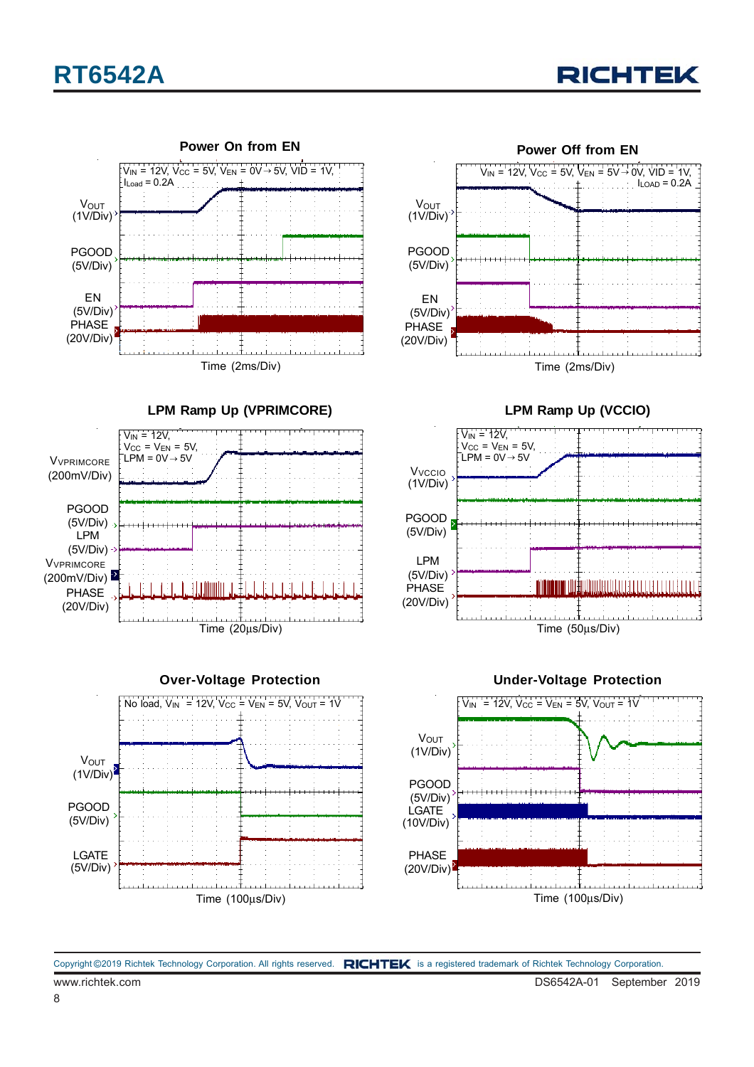**Power On from EN**

$V_{IN}$ = 12V, $V_{CC}$ = 5V, $V_{EN}$ = 0V→5V, VID = 1V, $I_{Load}$ = 0.2A

$V_{OUT}$ (1V/Div)

PGOOD (5V/Div)

EN (5V/Div)

PHASE (20V/Div)

Time (2ms/Div)

**Power Off from EN**

$V_{IN}$ = 12V, $V_{CC}$ = 5V, $V_{EN}$ = 5V→0V, VID = 1V, $I_{LOAD}$ = 0.2A

$V_{OUT}$ (1V/Div)

PGOOD (5V/Div)

EN (5V/Div)

PHASE (20V/Div)

Time (2ms/Div)

**LPM Ramp Up (VPRIMCORE)**

$V_{IN}$ = 12V, $V_{CC}$ = $V_{EN}$ = 5V, LPM = 0V→5V

$V_{VPRIMCORE}$ (200mV/Div)

PGOOD (5V/Div)

LPM (5V/Div)

$V_{VPRIMCORE}$ (200mV/Div)

PHASE (20V/Div)

Time (20μs/Div)

**LPM Ramp Up (VCCIO)**

$V_{IN}$ = 12V, $V_{CC}$ = $V_{EN}$ = 5V, LPM = 0V→5V

$V_{VCCIO}$ (1V/Div)

PGOOD (5V/Div)

LPM (5V/Div)

PHASE (20V/Div)

Time (50μs/Div)

**Over-Voltage Protection**

No load, $V_{IN}$ = 12V, $V_{CC}$ = $V_{EN}$ = 5V, $V_{OUT}$ = 1V

$V_{OUT}$ (1V/Div)

PGOOD (5V/Div)

LGATE (5V/Div)

Time (100μs/Div)

**Under-Voltage Protection**

$V_{IN}$ = 12V, $V_{CC}$ = $V_{EN}$ = 5V, $V_{OUT}$ = 1V

$V_{OUT}$ (1V/Div)

PGOOD (5V/Div)

LGATE (10V/Div)

PHASE (20V/Div)

Time (100μs/Div)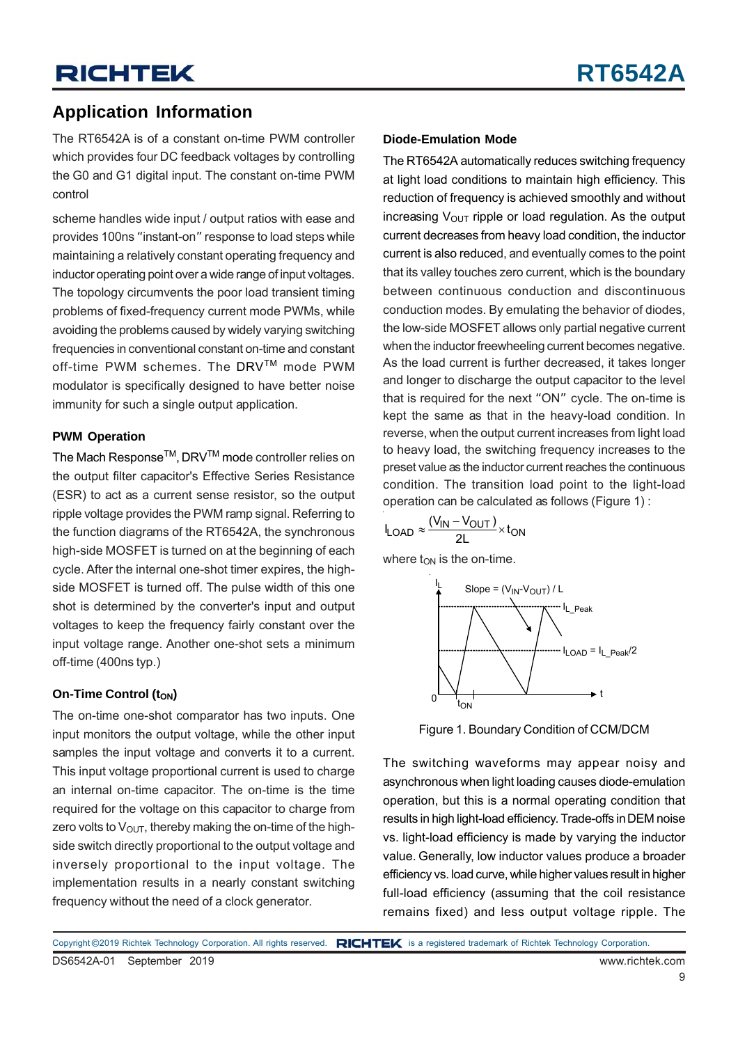## Application Information

The RT6542A is of a constant on-time PWM controller which provides four DC feedback voltages by controlling the G0 and G1 digital input. The constant on-time PWM control

scheme handles wide input / output ratios with ease and provides 100ns "instant-on" response to load steps while maintaining a relatively constant operating frequency and inductor operating point over a wide range of input voltages. The topology circumvents the poor load transient timing problems of fixed-frequency current mode PWMs, while avoiding the problems caused by widely varying switching frequencies in conventional constant on-time and constant off-time PWM schemes. The DRV™ mode PWM modulator is specifically designed to have better noise immunity for such a single output application.

### PWM Operation

The Mach Response™, DRV™ mode controller relies on the output filter capacitor's Effective Series Resistance (ESR) to act as a current sense resistor, so the output ripple voltage provides the PWM ramp signal. Referring to the function diagrams of the RT6542A, the synchronous high-side MOSFET is turned on at the beginning of each cycle. After the internal one-shot timer expires, the high-side MOSFET is turned off. The pulse width of this one shot is determined by the converter's input and output voltages to keep the frequency fairly constant over the input voltage range. Another one-shot sets a minimum off-time (400ns typ.)

### On-Time Control ($t_{ON}$)

The on-time one-shot comparator has two inputs. One input monitors the output voltage, while the other input samples the input voltage and converts it to a current. This input voltage proportional current is used to charge an internal on-time capacitor. The on-time is the time required for the voltage on this capacitor to charge from zero volts to $V_{OUT}$, thereby making the on-time of the high-side switch directly proportional to the output voltage and inversely proportional to the input voltage. The implementation results in a nearly constant switching frequency without the need of a clock generator.

### Diode-Emulation Mode

The RT6542A automatically reduces switching frequency at light load conditions to maintain high efficiency. This reduction of frequency is achieved smoothly and without increasing $V_{OUT}$ ripple or load regulation. As the output current decreases from heavy load condition, the inductor current is also reduced, and eventually comes to the point that its valley touches zero current, which is the boundary between continuous conduction and discontinuous conduction modes. By emulating the behavior of diodes, the low-side MOSFET allows only partial negative current when the inductor freewheeling current becomes negative. As the load current is further decreased, it takes longer and longer to discharge the output capacitor to the level that is required for the next "ON" cycle. The on-time is kept the same as that in the heavy-load condition. In reverse, when the output current increases from light load to heavy load, the switching frequency increases to the preset value as the inductor current reaches the continuous condition. The transition load point to the light-load operation can be calculated as follows (Figure 1) :

$$I_{LOAD} \approx \frac{(V_{IN} - V_{OUT})}{2L} \times t_{ON}$$

where $t_{ON}$ is the on-time.

Figure 1. Boundary Condition of CCM/DCM

The switching waveforms may appear noisy and asynchronous when light loading causes diode-emulation operation, but this is a normal operating condition that results in high light-load efficiency. Trade-offs in DEM noise vs. light-load efficiency is made by varying the inductor value. Generally, low inductor values produce a broader efficiency vs. load curve, while higher values result in higher full-load efficiency (assuming that the coil resistance remains fixed) and less output voltage ripple. The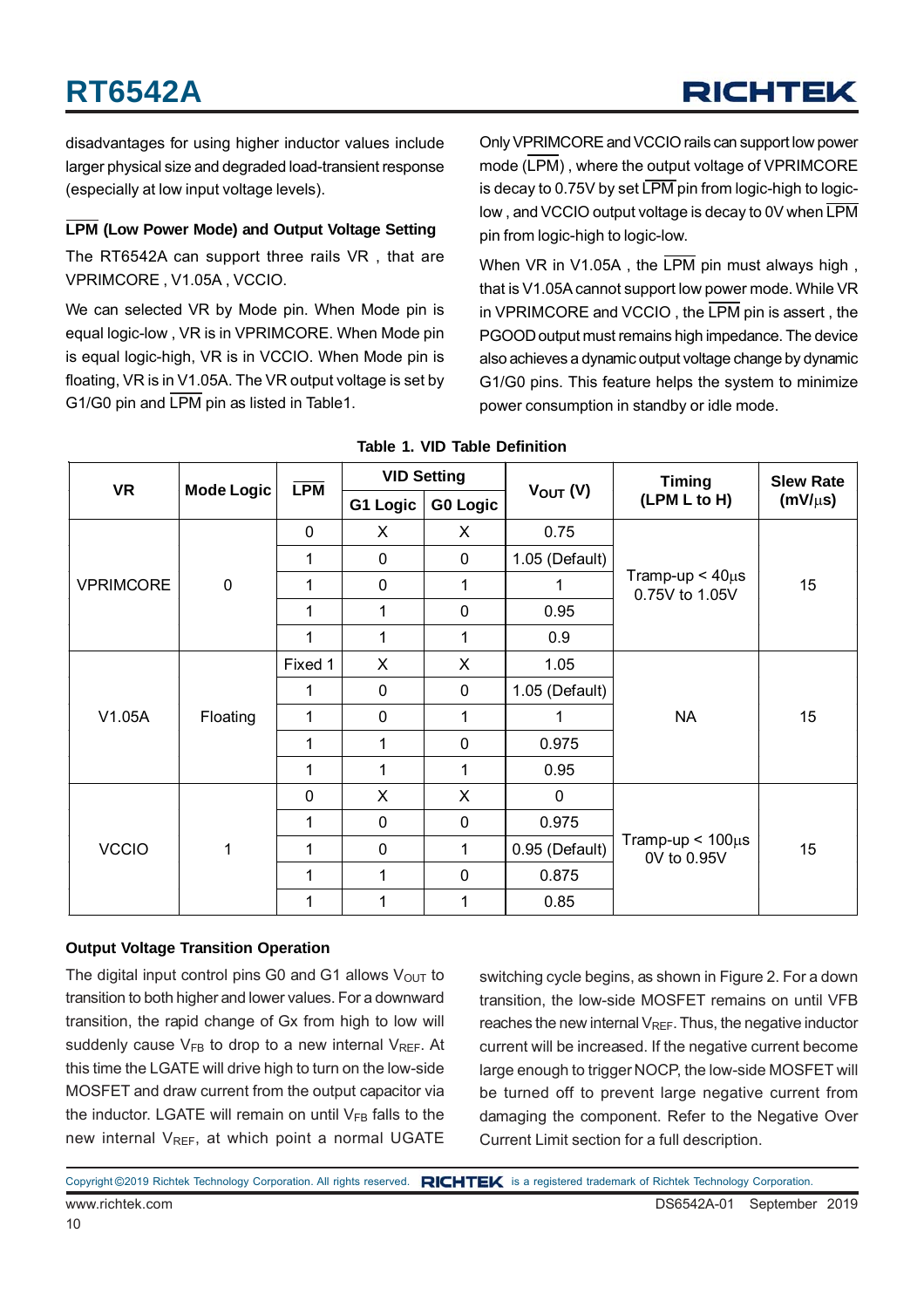disadvantages for using higher inductor values include larger physical size and degraded load-transient response (especially at low input voltage levels).

### $\overline{LPM}$ (Low Power Mode) and Output Voltage Setting

The RT6542A can support three rails VR , that are VPRIMCORE , V1.05A , VCCIO.

We can selected VR by Mode pin. When Mode pin is equal logic-low , VR is in VPRIMCORE. When Mode pin is equal logic-high, VR is in VCCIO. When Mode pin is floating, VR is in V1.05A. The VR output voltage is set by G1/G0 pin and $\overline{LPM}$ pin as listed in Table1.

Only VPRIMCORE and VCCIO rails can support low power mode ($\overline{LPM}$) , where the output voltage of VPRIMCORE is decay to 0.75V by set $\overline{LPM}$ pin from logic-high to logic-low , and VCCIO output voltage is decay to 0V when $\overline{LPM}$ pin from logic-high to logic-low.

When VR in V1.05A , the $\overline{LPM}$ pin must always high , that is V1.05A cannot support low power mode. While VR in VPRIMCORE and VCCIO , the $\overline{LPM}$ pin is assert , the PGOOD output must remains high impedance. The device also achieves a dynamic output voltage change by dynamic G1/G0 pins. This feature helps the system to minimize power consumption in standby or idle mode.

**Table 1. VID Table Definition**

| VR | Mode Logic | $\overline{LPM}$ | VID Setting | | $V_{OUT}$ (V) | Timing (LPM L to H) | Slew Rate (mV/μs) |
|---|---|---|---|---|---|---|---|
| | | | G1 Logic | G0 Logic | | | |
| VPRIMCORE | 0 | 0 | X | X | 0.75 | Tramp-up < 40μs 0.75V to 1.05V | 15 |
| | | 1 | 0 | 0 | 1.05 (Default) | | |
| | | 1 | 0 | 1 | 1 | | |
| | | 1 | 1 | 0 | 0.95 | | |
| | | 1 | 1 | 1 | 0.9 | | |
| V1.05A | Floating | Fixed 1 | X | X | 1.05 | NA | 15 |
| | | 1 | 0 | 0 | 1.05 (Default) | | |
| | | 1 | 0 | 1 | 1 | | |
| | | 1 | 1 | 0 | 0.975 | | |
| | | 1 | 1 | 1 | 0.95 | | |
| VCCIO | 1 | 0 | X | X | 0 | Tramp-up < 100μs 0V to 0.95V | 15 |
| | | 1 | 0 | 0 | 0.975 | | |
| | | 1 | 0 | 1 | 0.95 (Default) | | |
| | | 1 | 1 | 0 | 0.875 | | |
| | | 1 | 1 | 1 | 0.85 | | |

### Output Voltage Transition Operation

The digital input control pins G0 and G1 allows $V_{OUT}$ to transition to both higher and lower values. For a downward transition, the rapid change of Gx from high to low will suddenly cause $V_{FB}$ to drop to a new internal $V_{REF}$. At this time the LGATE will drive high to turn on the low-side MOSFET and draw current from the output capacitor via the inductor. LGATE will remain on until $V_{FB}$ falls to the new internal $V_{REF}$, at which point a normal UGATE switching cycle begins, as shown in Figure 2. For a down transition, the low-side MOSFET remains on until VFB reaches the new internal $V_{REF}$. Thus, the negative inductor current will be increased. If the negative current become large enough to trigger NOCP, the low-side MOSFET will be turned off to prevent large negative current from damaging the component. Refer to the Negative Over Current Limit section for a full description.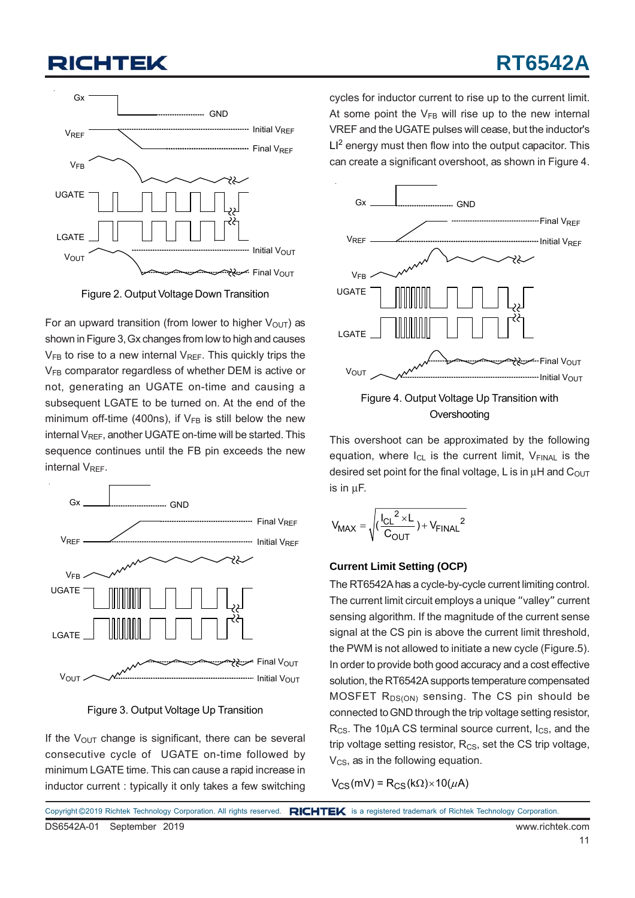Figure 2. Output Voltage Down Transition

For an upward transition (from lower to higher $V_{OUT}$) as shown in Figure 3, Gx changes from low to high and causes $V_{FB}$ to rise to a new internal $V_{REF}$. This quickly trips the $V_{FB}$ comparator regardless of whether DEM is active or not, generating an UGATE on-time and causing a subsequent LGATE to be turned on. At the end of the minimum off-time (400ns), if $V_{FB}$ is still below the new internal $V_{REF}$, another UGATE on-time will be started. This sequence continues until the FB pin exceeds the new internal $V_{REF}$.

Figure 3. Output Voltage Up Transition

If the $V_{OUT}$ change is significant, there can be several consecutive cycle of UGATE on-time followed by minimum LGATE time. This can cause a rapid increase in inductor current : typically it only takes a few switching cycles for inductor current to rise up to the current limit. At some point the $V_{FB}$ will rise up to the new internal VREF and the UGATE pulses will cease, but the inductor's $LI^2$ energy must then flow into the output capacitor. This can create a significant overshoot, as shown in Figure 4.

Figure 4. Output Voltage Up Transition with Overshooting

This overshoot can be approximated by the following equation, where $I_{CL}$ is the current limit, $V_{FINAL}$ is the desired set point for the final voltage, L is in μH and $C_{OUT}$ is in μF.

$$V_{MAX} = \sqrt{\left(\frac{I_{CL}^2 \times L}{C_{OUT}}\right) + V_{FINAL}^2}$$

### Current Limit Setting (OCP)

The RT6542A has a cycle-by-cycle current limiting control. The current limit circuit employs a unique "valley" current sensing algorithm. If the magnitude of the current sense signal at the CS pin is above the current limit threshold, the PWM is not allowed to initiate a new cycle (Figure.5). In order to provide both good accuracy and a cost effective solution, the RT6542A supports temperature compensated MOSFET $R_{DS(ON)}$ sensing. The CS pin should be connected to GND through the trip voltage setting resistor, $R_{CS}$. The 10μA CS terminal source current, $I_{CS}$, and the trip voltage setting resistor, $R_{CS}$, set the CS trip voltage, $V_{CS}$, as in the following equation.

$$V_{CS}(mV) = R_{CS}(k\Omega) \times 10(\mu A)$$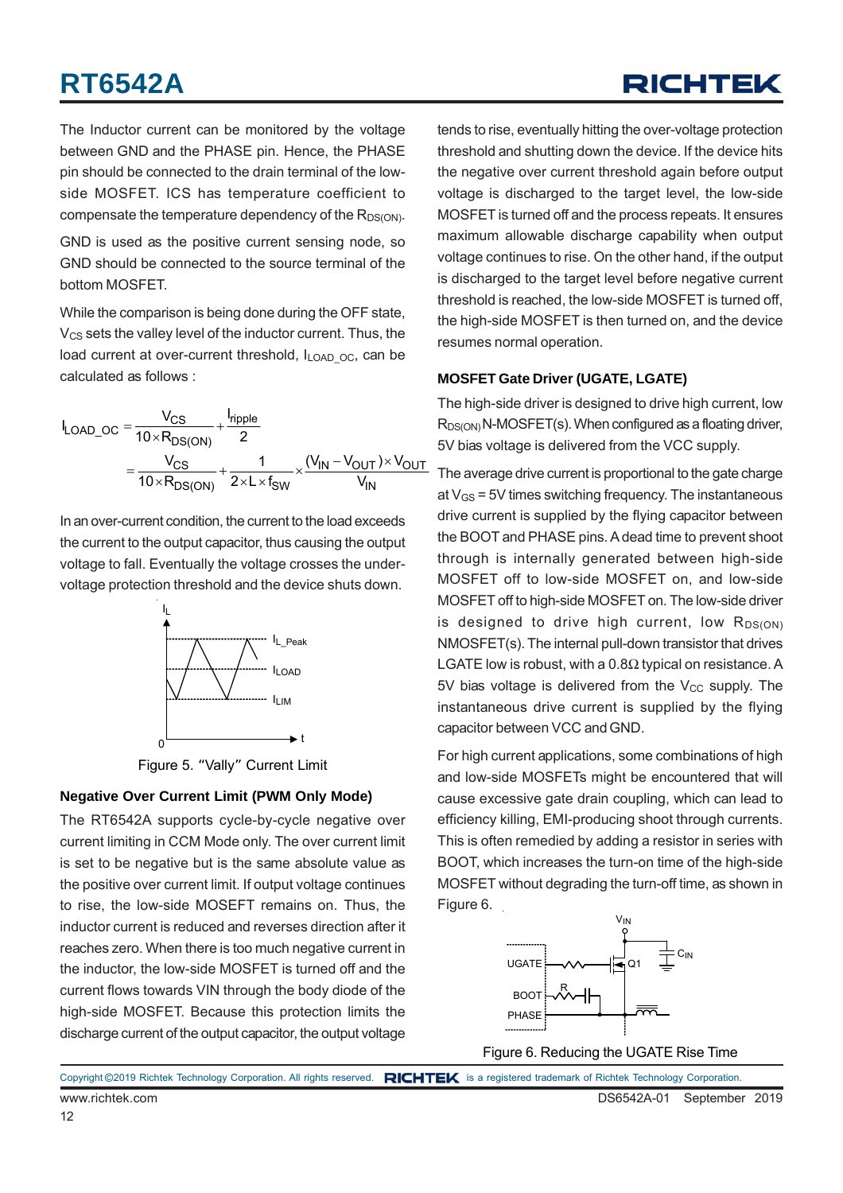The Inductor current can be monitored by the voltage between GND and the PHASE pin. Hence, the PHASE pin should be connected to the drain terminal of the low-side MOSFET. ICS has temperature coefficient to compensate the temperature dependency of the $R_{DS(ON)}$.

GND is used as the positive current sensing node, so GND should be connected to the source terminal of the bottom MOSFET.

While the comparison is being done during the OFF state, $V_{CS}$ sets the valley level of the inductor current. Thus, the load current at over-current threshold, $I_{LOAD\_OC}$, can be calculated as follows :

$$I_{LOAD\_OC} = \frac{V_{CS}}{10 \times R_{DS(ON)}} + \frac{I_{ripple}}{2}$$

$$= \frac{V_{CS}}{10 \times R_{DS(ON)}} + \frac{1}{2 \times L \times f_{SW}} \times \frac{(V_{IN} - V_{OUT}) \times V_{OUT}}{V_{IN}}$$

In an over-current condition, the current to the load exceeds the current to the output capacitor, thus causing the output voltage to fall. Eventually the voltage crosses the under-voltage protection threshold and the device shuts down.

Figure 5. "Vally" Current Limit

## Negative Over Current Limit (PWM Only Mode)

The RT6542A supports cycle-by-cycle negative over current limiting in CCM Mode only. The over current limit is set to be negative but is the same absolute value as the positive over current limit. If output voltage continues to rise, the low-side MOSEFT remains on. Thus, the inductor current is reduced and reverses direction after it reaches zero. When there is too much negative current in the inductor, the low-side MOSFET is turned off and the current flows towards VIN through the body diode of the high-side MOSFET. Because this protection limits the discharge current of the output capacitor, the output voltage tends to rise, eventually hitting the over-voltage protection threshold and shutting down the device. If the device hits the negative over current threshold again before output voltage is discharged to the target level, the low-side MOSFET is turned off and the process repeats. It ensures maximum allowable discharge capability when output voltage continues to rise. On the other hand, if the output is discharged to the target level before negative current threshold is reached, the low-side MOSFET is turned off, the high-side MOSFET is then turned on, and the device resumes normal operation.

## MOSFET Gate Driver (UGATE, LGATE)

The high-side driver is designed to drive high current, low $R_{DS(ON)}$ N-MOSFET(s). When configured as a floating driver, 5V bias voltage is delivered from the VCC supply.

The average drive current is proportional to the gate charge at $V_{GS}$ = 5V times switching frequency. The instantaneous drive current is supplied by the flying capacitor between the BOOT and PHASE pins. A dead time to prevent shoot through is internally generated between high-side MOSFET off to low-side MOSFET on, and low-side MOSFET off to high-side MOSFET on. The low-side driver is designed to drive high current, low $R_{DS(ON)}$ NMOSFET(s). The internal pull-down transistor that drives LGATE low is robust, with a 0.8Ω typical on resistance. A 5V bias voltage is delivered from the $V_{CC}$ supply. The instantaneous drive current is supplied by the flying capacitor between VCC and GND.

For high current applications, some combinations of high and low-side MOSFETs might be encountered that will cause excessive gate drain coupling, which can lead to efficiency killing, EMI-producing shoot through currents. This is often remedied by adding a resistor in series with BOOT, which increases the turn-on time of the high-side MOSFET without degrading the turn-off time, as shown in Figure 6.

Figure 6. Reducing the UGATE Rise Time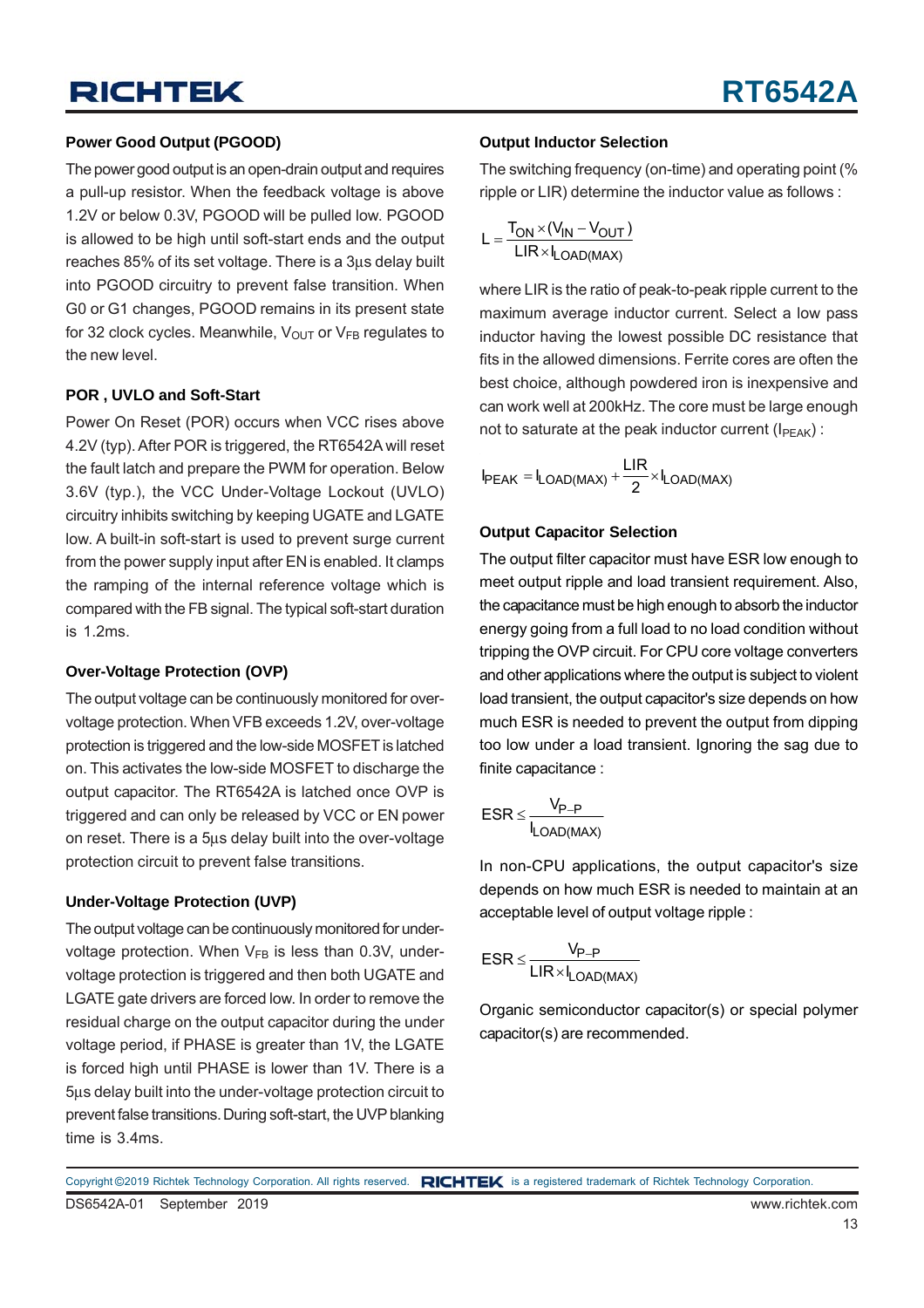### Power Good Output (PGOOD)

The power good output is an open-drain output and requires a pull-up resistor. When the feedback voltage is above 1.2V or below 0.3V, PGOOD will be pulled low. PGOOD is allowed to be high until soft-start ends and the output reaches 85% of its set voltage. There is a 3μs delay built into PGOOD circuitry to prevent false transition. When G0 or G1 changes, PGOOD remains in its present state for 32 clock cycles. Meanwhile, $V_{OUT}$ or $V_{FB}$ regulates to the new level.

### POR , UVLO and Soft-Start

Power On Reset (POR) occurs when VCC rises above 4.2V (typ). After POR is triggered, the RT6542A will reset the fault latch and prepare the PWM for operation. Below 3.6V (typ.), the VCC Under-Voltage Lockout (UVLO) circuitry inhibits switching by keeping UGATE and LGATE low. A built-in soft-start is used to prevent surge current from the power supply input after EN is enabled. It clamps the ramping of the internal reference voltage which is compared with the FB signal. The typical soft-start duration is 1.2ms.

### Over-Voltage Protection (OVP)

The output voltage can be continuously monitored for over-voltage protection. When VFB exceeds 1.2V, over-voltage protection is triggered and the low-side MOSFET is latched on. This activates the low-side MOSFET to discharge the output capacitor. The RT6542A is latched once OVP is triggered and can only be released by VCC or EN power on reset. There is a 5μs delay built into the over-voltage protection circuit to prevent false transitions.

### Under-Voltage Protection (UVP)

The output voltage can be continuously monitored for under-voltage protection. When $V_{FB}$ is less than 0.3V, under-voltage protection is triggered and then both UGATE and LGATE gate drivers are forced low. In order to remove the residual charge on the output capacitor during the under voltage period, if PHASE is greater than 1V, the LGATE is forced high until PHASE is lower than 1V. There is a 5μs delay built into the under-voltage protection circuit to prevent false transitions. During soft-start, the UVP blanking time is 3.4ms.

### Output Inductor Selection

The switching frequency (on-time) and operating point (% ripple or LIR) determine the inductor value as follows :

$$L = \frac{T_{ON} \times (V_{IN} - V_{OUT})}{LIR \times I_{LOAD(MAX)}}$$

where LIR is the ratio of peak-to-peak ripple current to the maximum average inductor current. Select a low pass inductor having the lowest possible DC resistance that fits in the allowed dimensions. Ferrite cores are often the best choice, although powdered iron is inexpensive and can work well at 200kHz. The core must be large enough not to saturate at the peak inductor current ($I_{PEAK}$) :

$$I_{PEAK} = I_{LOAD(MAX)} + \frac{LIR}{2} \times I_{LOAD(MAX)}$$

### Output Capacitor Selection

The output filter capacitor must have ESR low enough to meet output ripple and load transient requirement. Also, the capacitance must be high enough to absorb the inductor energy going from a full load to no load condition without tripping the OVP circuit. For CPU core voltage converters and other applications where the output is subject to violent load transient, the output capacitor's size depends on how much ESR is needed to prevent the output from dipping too low under a load transient. Ignoring the sag due to finite capacitance :

$$ESR \le \frac{V_{P-P}}{I_{LOAD(MAX)}}$$

In non-CPU applications, the output capacitor's size depends on how much ESR is needed to maintain at an acceptable level of output voltage ripple :

$$ESR \le \frac{V_{P-P}}{LIR \times I_{LOAD(MAX)}}$$

Organic semiconductor capacitor(s) or special polymer capacitor(s) are recommended.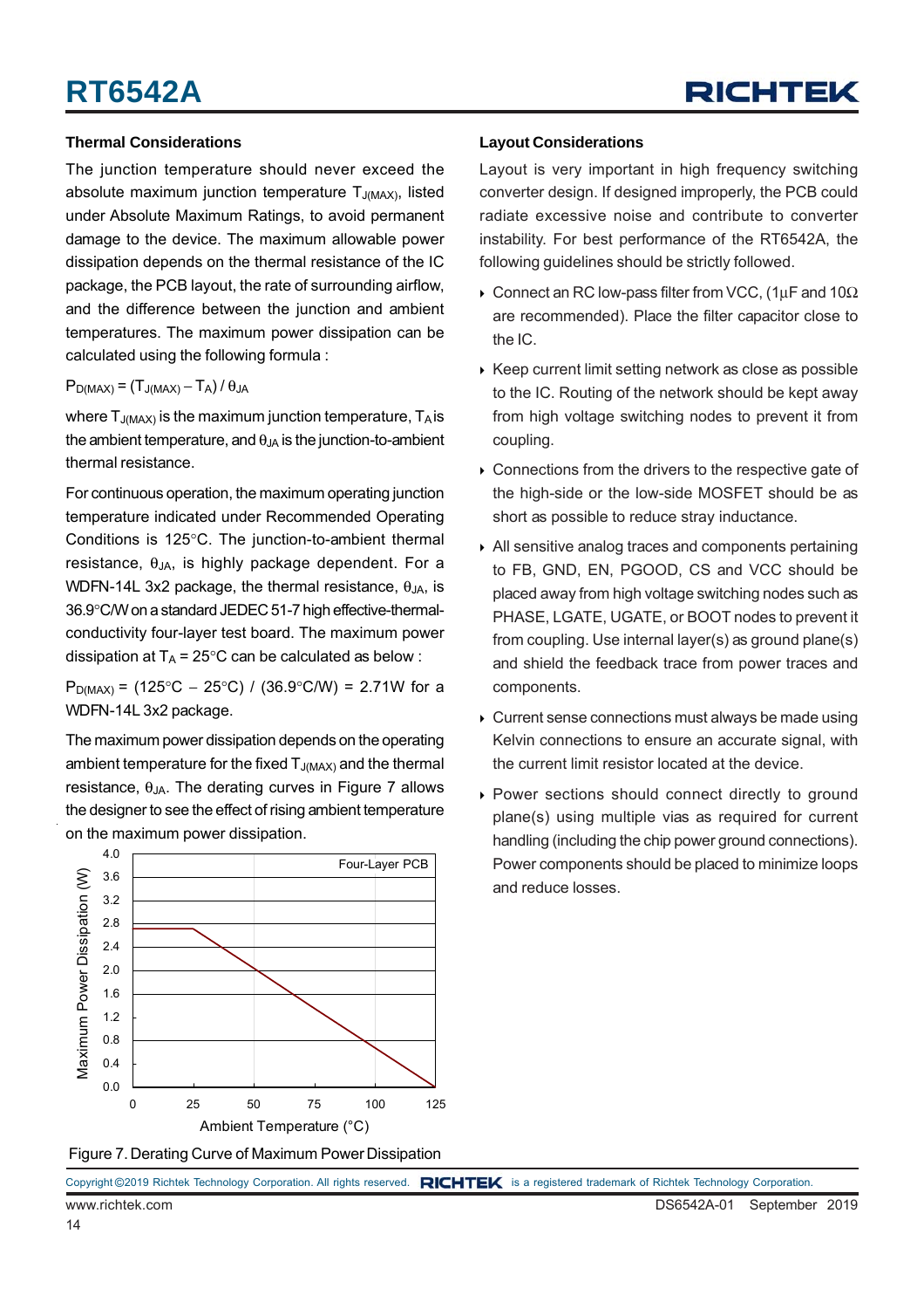## Thermal Considerations

The junction temperature should never exceed the absolute maximum junction temperature $T_{J(MAX)}$, listed under Absolute Maximum Ratings, to avoid permanent damage to the device. The maximum allowable power dissipation depends on the thermal resistance of the IC package, the PCB layout, the rate of surrounding airflow, and the difference between the junction and ambient temperatures. The maximum power dissipation can be calculated using the following formula :

$P_{D(MAX)} = (T_{J(MAX)} - T_A) / \theta_{JA}$

where $T_{J(MAX)}$ is the maximum junction temperature, $T_A$ is the ambient temperature, and $\theta_{JA}$ is the junction-to-ambient thermal resistance.

For continuous operation, the maximum operating junction temperature indicated under Recommended Operating Conditions is 125°C. The junction-to-ambient thermal resistance, $\theta_{JA}$, is highly package dependent. For a WDFN-14L 3x2 package, the thermal resistance, $\theta_{JA}$, is 36.9°C/W on a standard JEDEC 51-7 high effective-thermal-conductivity four-layer test board. The maximum power dissipation at $T_A$ = 25°C can be calculated as below :

$P_{D(MAX)}$ = (125°C − 25°C) / (36.9°C/W) = 2.71W for a WDFN-14L 3x2 package.

The maximum power dissipation depends on the operating ambient temperature for the fixed $T_{J(MAX)}$ and the thermal resistance, $\theta_{JA}$. The derating curves in Figure 7 allows the designer to see the effect of rising ambient temperature on the maximum power dissipation.

Figure 7. Derating Curve of Maximum Power Dissipation

## Layout Considerations

Layout is very important in high frequency switching converter design. If designed improperly, the PCB could radiate excessive noise and contribute to converter instability. For best performance of the RT6542A, the following guidelines should be strictly followed.

- Connect an RC low-pass filter from VCC, (1μF and 10Ω are recommended). Place the filter capacitor close to the IC.
- Keep current limit setting network as close as possible to the IC. Routing of the network should be kept away from high voltage switching nodes to prevent it from coupling.
- Connections from the drivers to the respective gate of the high-side or the low-side MOSFET should be as short as possible to reduce stray inductance.
- All sensitive analog traces and components pertaining to FB, GND, EN, PGOOD, CS and VCC should be placed away from high voltage switching nodes such as PHASE, LGATE, UGATE, or BOOT nodes to prevent it from coupling. Use internal layer(s) as ground plane(s) and shield the feedback trace from power traces and components.
- Current sense connections must always be made using Kelvin connections to ensure an accurate signal, with the current limit resistor located at the device.
- Power sections should connect directly to ground plane(s) using multiple vias as required for current handling (including the chip power ground connections). Power components should be placed to minimize loops and reduce losses.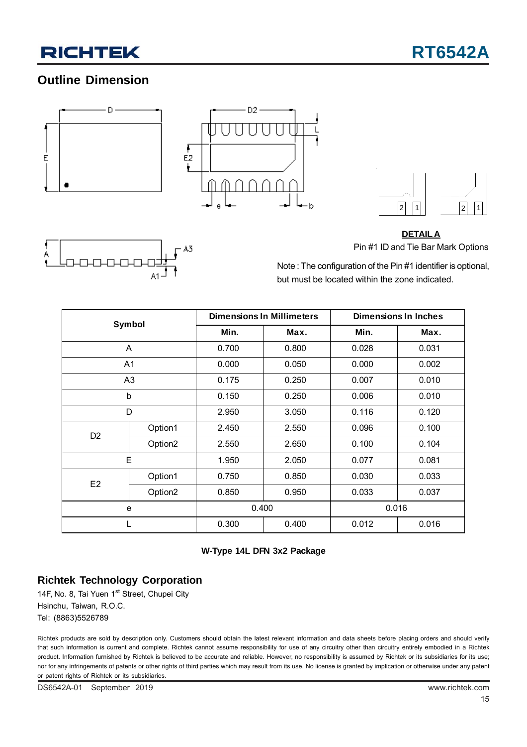## Outline Dimension

**DETAIL A**

Pin #1 ID and Tie Bar Mark Options

Note : The configuration of the Pin #1 identifier is optional, but must be located within the zone indicated.

| Symbol | | Dimensions In Millimeters | | Dimensions In Inches | |
|---|---|---|---|---|---|
| | | Min. | Max. | Min. | Max. |
| A | | 0.700 | 0.800 | 0.028 | 0.031 |
| A1 | | 0.000 | 0.050 | 0.000 | 0.002 |
| A3 | | 0.175 | 0.250 | 0.007 | 0.010 |
| b | | 0.150 | 0.250 | 0.006 | 0.010 |
| D | | 2.950 | 3.050 | 0.116 | 0.120 |
| D2 | Option1 | 2.450 | 2.550 | 0.096 | 0.100 |
| | Option2 | 2.550 | 2.650 | 0.100 | 0.104 |
| E | | 1.950 | 2.050 | 0.077 | 0.081 |
| E2 | Option1 | 0.750 | 0.850 | 0.030 | 0.033 |
| | Option2 | 0.850 | 0.950 | 0.033 | 0.037 |
| e | | 0.400 | | 0.016 | |
| L | | 0.300 | 0.400 | 0.012 | 0.016 |

**W-Type 14L DFN 3x2 Package**

## Richtek Technology Corporation

14F, No. 8, Tai Yuen 1st Street, Chupei City
Hsinchu, Taiwan, R.O.C.
Tel: (8863)5526789

Richtek products are sold by description only. Customers should obtain the latest relevant information and data sheets before placing orders and should verify that such information is current and complete. Richtek cannot assume responsibility for use of any circuitry other than circuitry entirely embodied in a Richtek product. Information furnished by Richtek is believed to be accurate and reliable. However, no responsibility is assumed by Richtek or its subsidiaries for its use; nor for any infringements of patents or other rights of third parties which may result from its use. No license is granted by implication or otherwise under any patent or patent rights of Richtek or its subsidiaries.